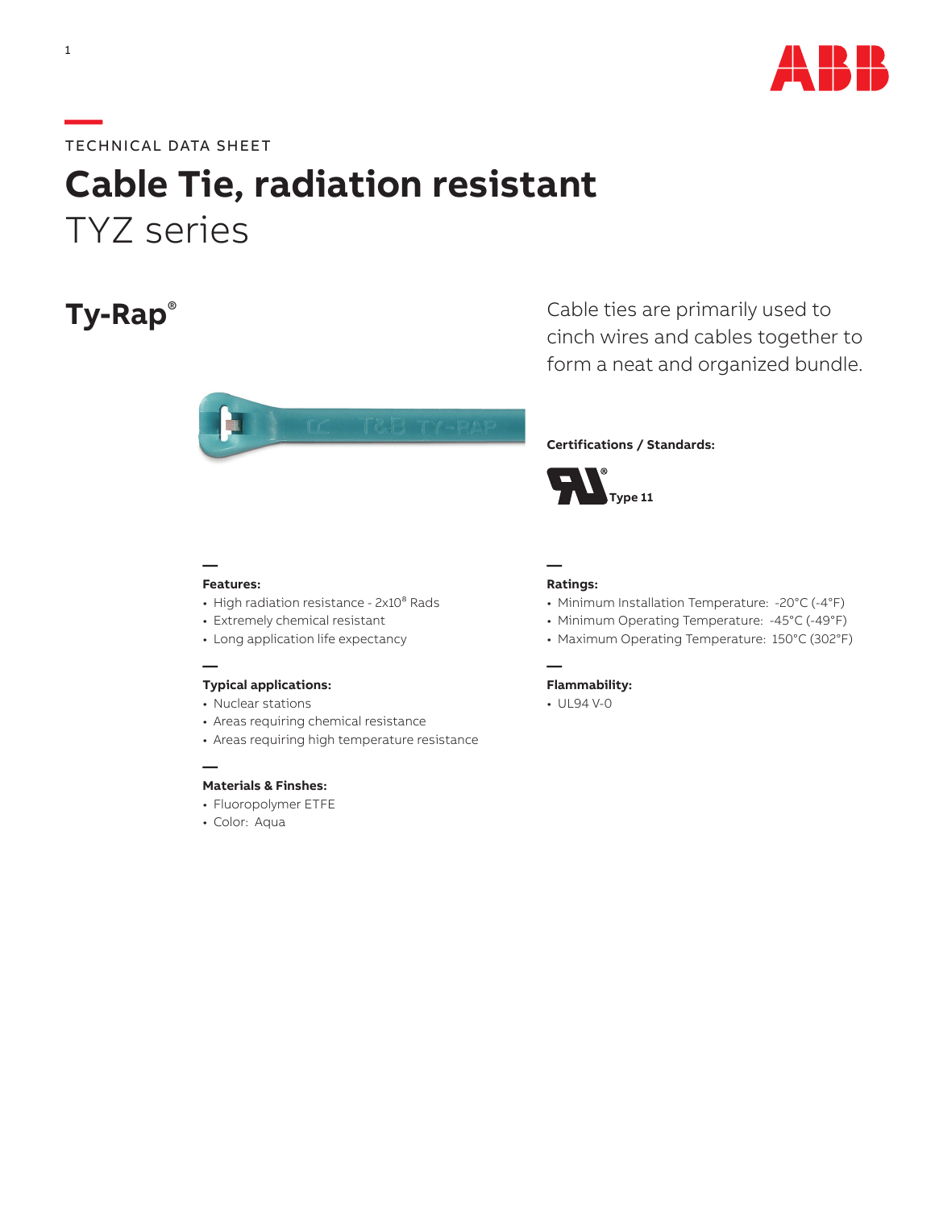TECHNICAL DATA SHEET

# Cable Tie, radiation resistant

## TYZ series

## Ty-Rap®

Cable ties are primarily used to cinch wires and cables together to form a neat and organized bundle.

**Certifications / Standards:**

Type 11

**Features:**

- High radiation resistance - $2x10^8$ Rads
- Extremely chemical resistant
- Long application life expectancy

**Typical applications:**

- Nuclear stations
- Areas requiring chemical resistance
- Areas requiring high temperature resistance

**Materials & Finshes:**

- Fluoropolymer ETFE
- Color: Aqua

**Ratings:**

- Minimum Installation Temperature: -20°C (-4°F)
- Minimum Operating Temperature: -45°C (-49°F)
- Maximum Operating Temperature: 150°C (302°F)

**Flammability:**

- UL94 V-0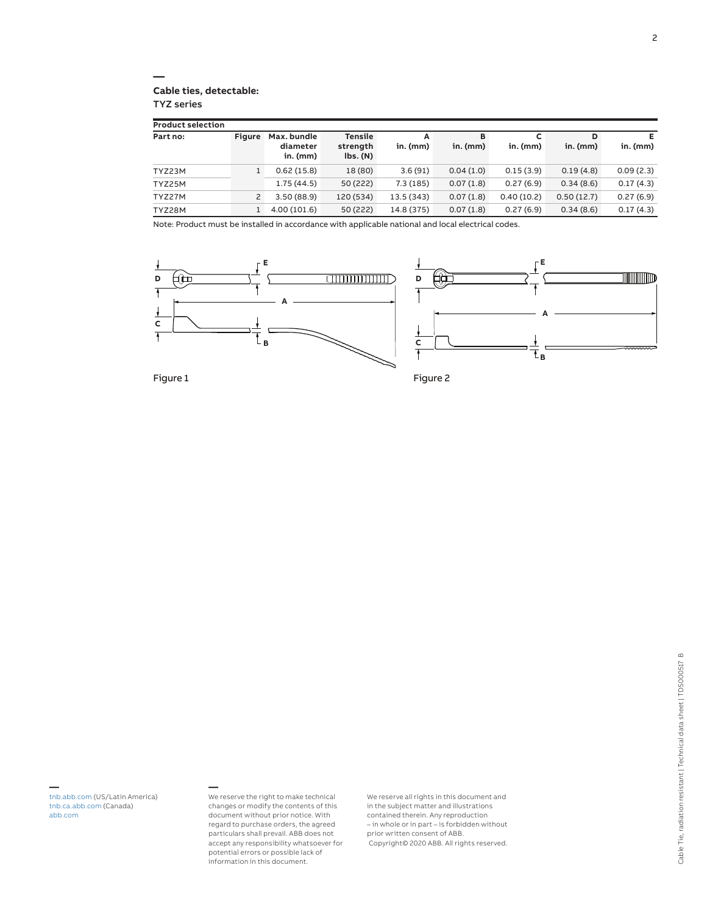## Cable ties, detectable:

### TYZ series

**Product selection**

| Part no: | Figure | Max. bundle diameter in. (mm) | Tensile strength lbs. (N) | A in. (mm) | B in. (mm) | C in. (mm) | D in. (mm) | E in. (mm) |
|---|---|---|---|---|---|---|---|---|
| TYZ23M | 1 | 0.62 (15.8) | 18 (80) | 3.6 (91) | 0.04 (1.0) | 0.15 (3.9) | 0.19 (4.8) | 0.09 (2.3) |
| TYZ25M | | 1.75 (44.5) | 50 (222) | 7.3 (185) | 0.07 (1.8) | 0.27 (6.9) | 0.34 (8.6) | 0.17 (4.3) |
| TYZ27M | 2 | 3.50 (88.9) | 120 (534) | 13.5 (343) | 0.07 (1.8) | 0.40 (10.2) | 0.50 (12.7) | 0.27 (6.9) |
| TYZ28M | 1 | 4.00 (101.6) | 50 (222) | 14.8 (375) | 0.07 (1.8) | 0.27 (6.9) | 0.34 (8.6) | 0.17 (4.3) |

Note: Product must be installed in accordance with applicable national and local electrical codes.

D E A C B

Figure 1

D E A C B

Figure 2

tnb.abb.com (US/Latin America)
tnb.ca.abb.com (Canada)
abb.com

We reserve the right to make technical changes or modify the contents of this document without prior notice. With regard to purchase orders, the agreed particulars shall prevail. ABB does not accept any responsibility whatsoever for potential errors or possible lack of information in this document.

We reserve all rights in this document and in the subject matter and illustrations contained therein. Any reproduction – in whole or in part – is forbidden without prior written consent of ABB.
Copyright© 2020 ABB. All rights reserved.

Cable Tie, radiation resistant | Technical data sheet | TDS000517 B